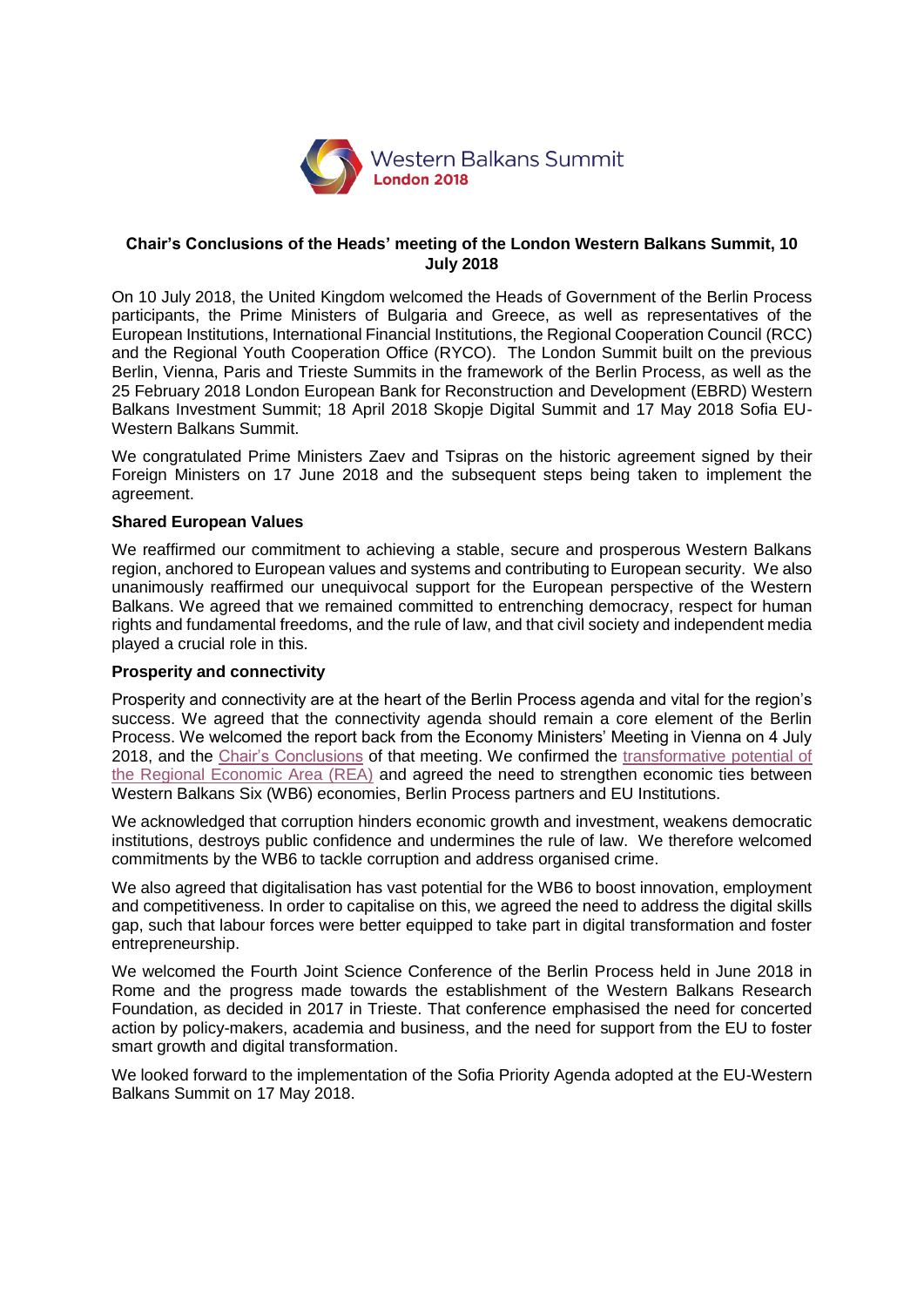Western Balkans Summit
London 2018

# Chair's Conclusions of the Heads' meeting of the London Western Balkans Summit, 10 July 2018

On 10 July 2018, the United Kingdom welcomed the Heads of Government of the Berlin Process participants, the Prime Ministers of Bulgaria and Greece, as well as representatives of the European Institutions, International Financial Institutions, the Regional Cooperation Council (RCC) and the Regional Youth Cooperation Office (RYCO). The London Summit built on the previous Berlin, Vienna, Paris and Trieste Summits in the framework of the Berlin Process, as well as the 25 February 2018 London European Bank for Reconstruction and Development (EBRD) Western Balkans Investment Summit; 18 April 2018 Skopje Digital Summit and 17 May 2018 Sofia EU-Western Balkans Summit.

We congratulated Prime Ministers Zaev and Tsipras on the historic agreement signed by their Foreign Ministers on 17 June 2018 and the subsequent steps being taken to implement the agreement.

## Shared European Values

We reaffirmed our commitment to achieving a stable, secure and prosperous Western Balkans region, anchored to European values and systems and contributing to European security. We also unanimously reaffirmed our unequivocal support for the European perspective of the Western Balkans. We agreed that we remained committed to entrenching democracy, respect for human rights and fundamental freedoms, and the rule of law, and that civil society and independent media played a crucial role in this.

## Prosperity and connectivity

Prosperity and connectivity are at the heart of the Berlin Process agenda and vital for the region's success. We agreed that the connectivity agenda should remain a core element of the Berlin Process. We welcomed the report back from the Economy Ministers' Meeting in Vienna on 4 July 2018, and the Chair's Conclusions of that meeting. We confirmed the transformative potential of the Regional Economic Area (REA) and agreed the need to strengthen economic ties between Western Balkans Six (WB6) economies, Berlin Process partners and EU Institutions.

We acknowledged that corruption hinders economic growth and investment, weakens democratic institutions, destroys public confidence and undermines the rule of law. We therefore welcomed commitments by the WB6 to tackle corruption and address organised crime.

We also agreed that digitalisation has vast potential for the WB6 to boost innovation, employment and competitiveness. In order to capitalise on this, we agreed the need to address the digital skills gap, such that labour forces were better equipped to take part in digital transformation and foster entrepreneurship.

We welcomed the Fourth Joint Science Conference of the Berlin Process held in June 2018 in Rome and the progress made towards the establishment of the Western Balkans Research Foundation, as decided in 2017 in Trieste. That conference emphasised the need for concerted action by policy-makers, academia and business, and the need for support from the EU to foster smart growth and digital transformation.

We looked forward to the implementation of the Sofia Priority Agenda adopted at the EU-Western Balkans Summit on 17 May 2018.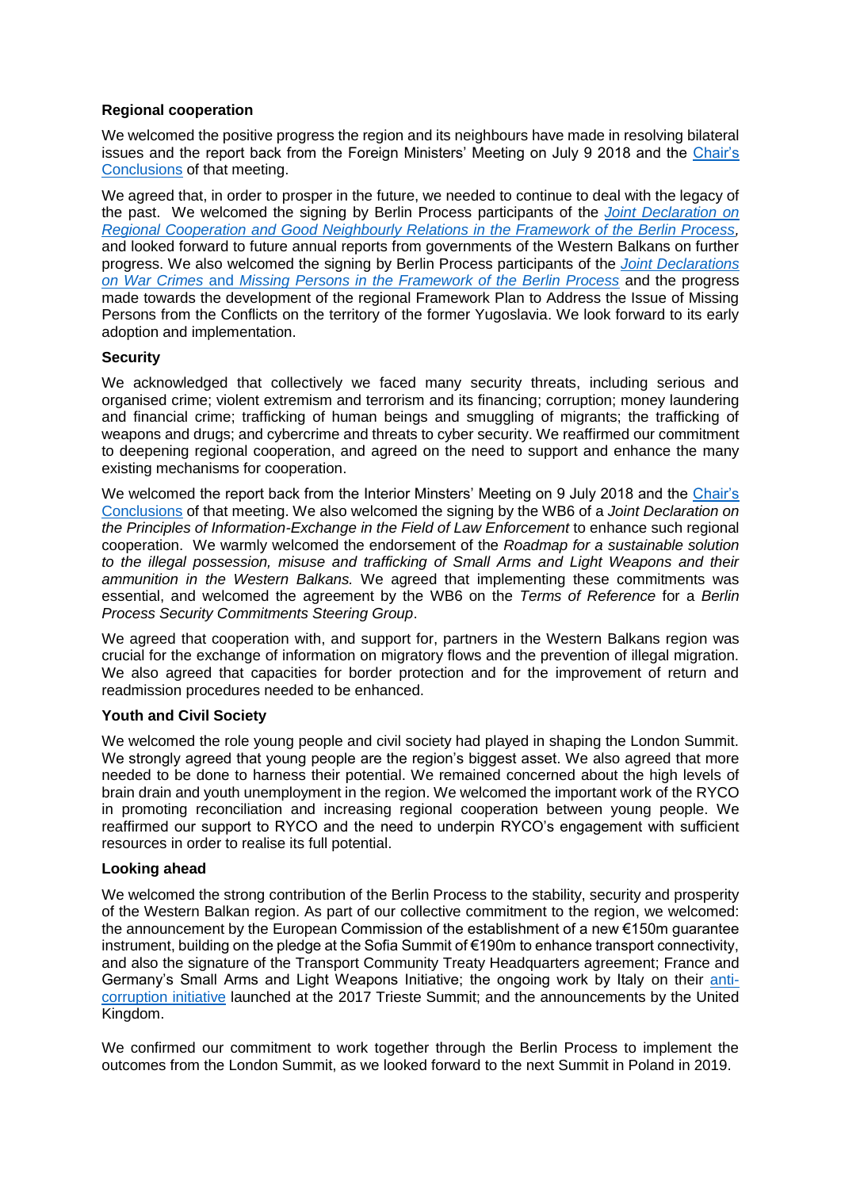**Regional cooperation**

We welcomed the positive progress the region and its neighbours have made in resolving bilateral issues and the report back from the Foreign Ministers' Meeting on July 9 2018 and the Chair's Conclusions of that meeting.

We agreed that, in order to prosper in the future, we needed to continue to deal with the legacy of the past. We welcomed the signing by Berlin Process participants of the *Joint Declaration on Regional Cooperation and Good Neighbourly Relations in the Framework of the Berlin Process*, and looked forward to future annual reports from governments of the Western Balkans on further progress. We also welcomed the signing by Berlin Process participants of the *Joint Declarations on War Crimes* and *Missing Persons in the Framework of the Berlin Process* and the progress made towards the development of the regional Framework Plan to Address the Issue of Missing Persons from the Conflicts on the territory of the former Yugoslavia. We look forward to its early adoption and implementation.

**Security**

We acknowledged that collectively we faced many security threats, including serious and organised crime; violent extremism and terrorism and its financing; corruption; money laundering and financial crime; trafficking of human beings and smuggling of migrants; the trafficking of weapons and drugs; and cybercrime and threats to cyber security. We reaffirmed our commitment to deepening regional cooperation, and agreed on the need to support and enhance the many existing mechanisms for cooperation.

We welcomed the report back from the Interior Minsters' Meeting on 9 July 2018 and the Chair's Conclusions of that meeting. We also welcomed the signing by the WB6 of a *Joint Declaration on the Principles of Information-Exchange in the Field of Law Enforcement* to enhance such regional cooperation. We warmly welcomed the endorsement of the *Roadmap for a sustainable solution to the illegal possession, misuse and trafficking of Small Arms and Light Weapons and their ammunition in the Western Balkans.* We agreed that implementing these commitments was essential, and welcomed the agreement by the WB6 on the *Terms of Reference* for a *Berlin Process Security Commitments Steering Group*.

We agreed that cooperation with, and support for, partners in the Western Balkans region was crucial for the exchange of information on migratory flows and the prevention of illegal migration. We also agreed that capacities for border protection and for the improvement of return and readmission procedures needed to be enhanced.

**Youth and Civil Society**

We welcomed the role young people and civil society had played in shaping the London Summit. We strongly agreed that young people are the region's biggest asset. We also agreed that more needed to be done to harness their potential. We remained concerned about the high levels of brain drain and youth unemployment in the region. We welcomed the important work of the RYCO in promoting reconciliation and increasing regional cooperation between young people. We reaffirmed our support to RYCO and the need to underpin RYCO's engagement with sufficient resources in order to realise its full potential.

**Looking ahead**

We welcomed the strong contribution of the Berlin Process to the stability, security and prosperity of the Western Balkan region. As part of our collective commitment to the region, we welcomed: the announcement by the European Commission of the establishment of a new €150m guarantee instrument, building on the pledge at the Sofia Summit of €190m to enhance transport connectivity, and also the signature of the Transport Community Treaty Headquarters agreement; France and Germany's Small Arms and Light Weapons Initiative; the ongoing work by Italy on their anti-corruption initiative launched at the 2017 Trieste Summit; and the announcements by the United Kingdom.

We confirmed our commitment to work together through the Berlin Process to implement the outcomes from the London Summit, as we looked forward to the next Summit in Poland in 2019.